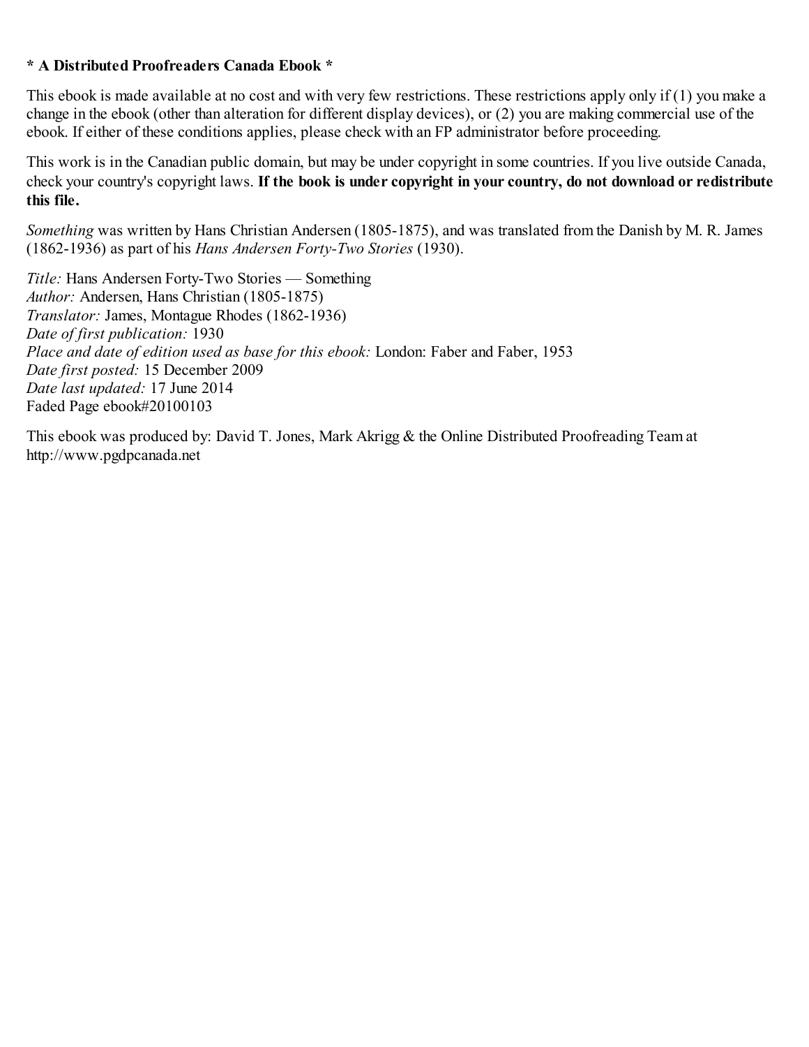**\* A Distributed Proofreaders Canada Ebook \***

This ebook is made available at no cost and with very few restrictions. These restrictions apply only if (1) you make a change in the ebook (other than alteration for different display devices), or (2) you are making commercial use of the ebook. If either of these conditions applies, please check with an FP administrator before proceeding.

This work is in the Canadian public domain, but may be under copyright in some countries. If you live outside Canada, check your country's copyright laws. **If the book is under copyright in your country, do not download or redistribute this file.**

*Something* was written by Hans Christian Andersen (1805-1875), and was translated from the Danish by M. R. James (1862-1936) as part of his *Hans Andersen Forty-Two Stories* (1930).

*Title:* Hans Andersen Forty-Two Stories — Something  
*Author:* Andersen, Hans Christian (1805-1875)  
*Translator:* James, Montague Rhodes (1862-1936)  
*Date of first publication:* 1930  
*Place and date of edition used as base for this ebook:* London: Faber and Faber, 1953  
*Date first posted:* 15 December 2009  
*Date last updated:* 17 June 2014  
Faded Page ebook#20100103

This ebook was produced by: David T. Jones, Mark Akrigg & the Online Distributed Proofreading Team at http://www.pgdpcanada.net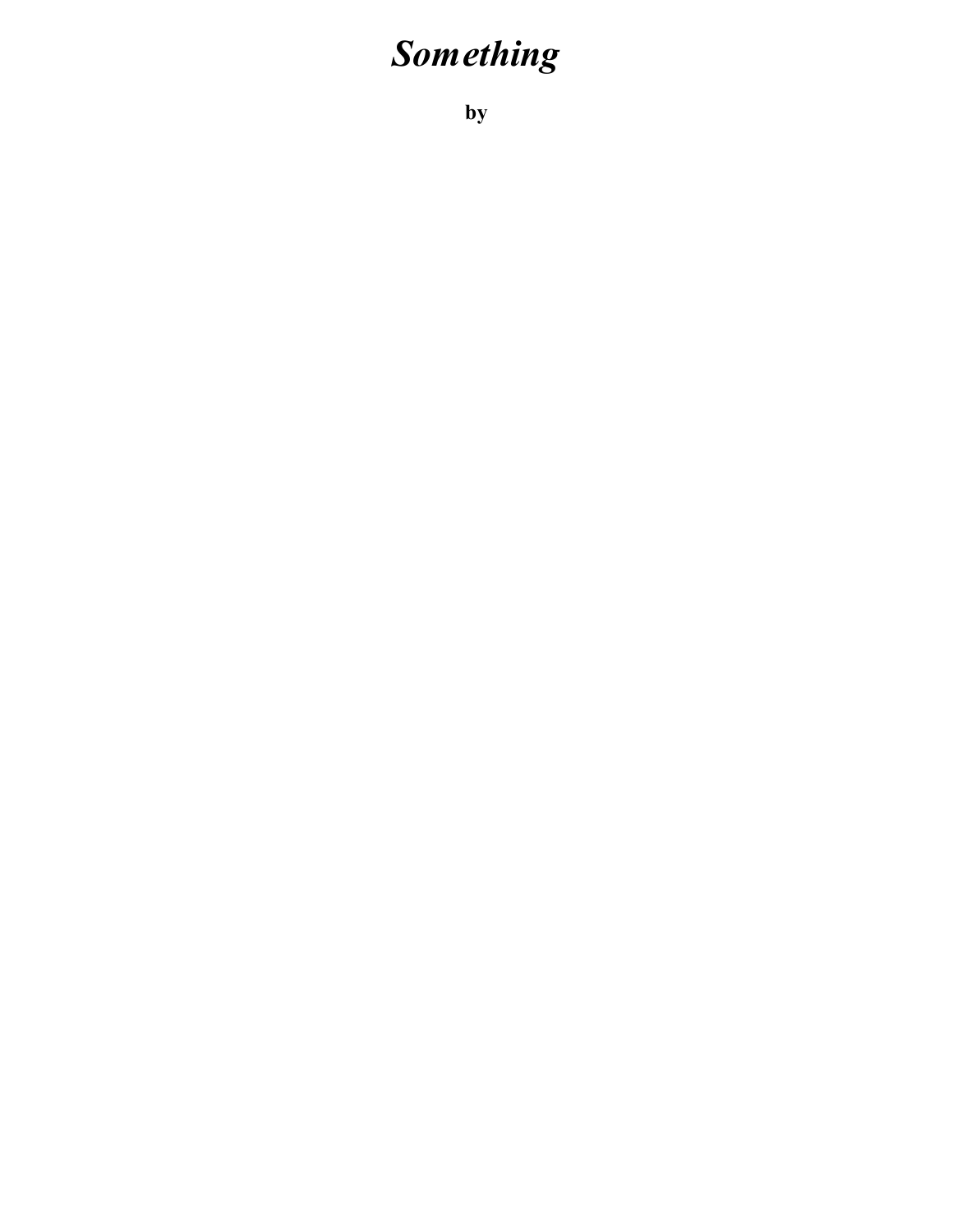# *Something*

**by**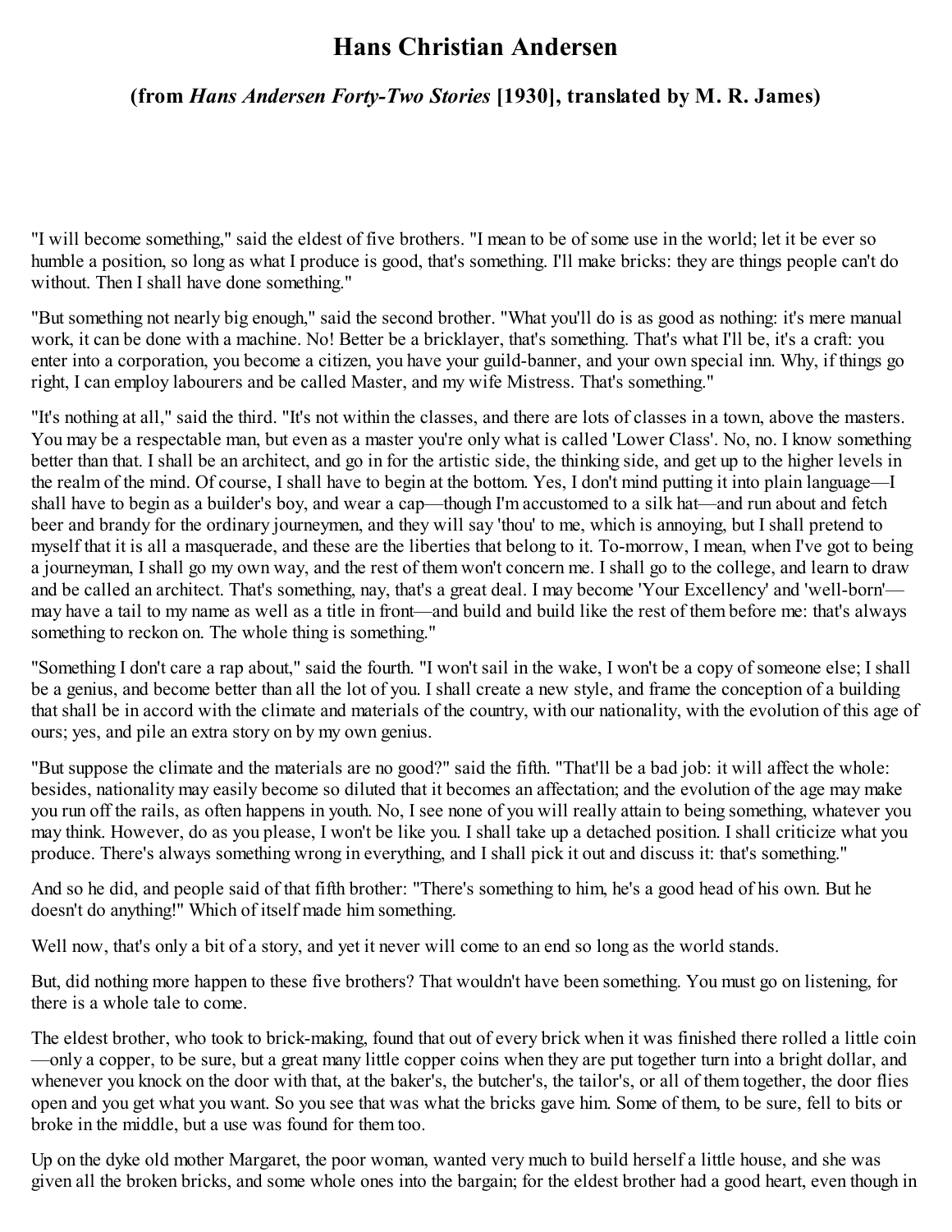# Hans Christian Andersen

### (from *Hans Andersen Forty-Two Stories* [1930], translated by M. R. James)

"I will become something," said the eldest of five brothers. "I mean to be of some use in the world; let it be ever so humble a position, so long as what I produce is good, that's something. I'll make bricks: they are things people can't do without. Then I shall have done something."

"But something not nearly big enough," said the second brother. "What you'll do is as good as nothing: it's mere manual work, it can be done with a machine. No! Better be a bricklayer, that's something. That's what I'll be, it's a craft: you enter into a corporation, you become a citizen, you have your guild-banner, and your own special inn. Why, if things go right, I can employ labourers and be called Master, and my wife Mistress. That's something."

"It's nothing at all," said the third. "It's not within the classes, and there are lots of classes in a town, above the masters. You may be a respectable man, but even as a master you're only what is called 'Lower Class'. No, no. I know something better than that. I shall be an architect, and go in for the artistic side, the thinking side, and get up to the higher levels in the realm of the mind. Of course, I shall have to begin at the bottom. Yes, I don't mind putting it into plain language—I shall have to begin as a builder's boy, and wear a cap—though I'm accustomed to a silk hat—and run about and fetch beer and brandy for the ordinary journeymen, and they will say 'thou' to me, which is annoying, but I shall pretend to myself that it is all a masquerade, and these are the liberties that belong to it. To-morrow, I mean, when I've got to being a journeyman, I shall go my own way, and the rest of them won't concern me. I shall go to the college, and learn to draw and be called an architect. That's something, nay, that's a great deal. I may become 'Your Excellency' and 'well-born'—may have a tail to my name as well as a title in front—and build and build like the rest of them before me: that's always something to reckon on. The whole thing is something."

"Something I don't care a rap about," said the fourth. "I won't sail in the wake, I won't be a copy of someone else; I shall be a genius, and become better than all the lot of you. I shall create a new style, and frame the conception of a building that shall be in accord with the climate and materials of the country, with our nationality, with the evolution of this age of ours; yes, and pile an extra story on by my own genius.

"But suppose the climate and the materials are no good?" said the fifth. "That'll be a bad job: it will affect the whole: besides, nationality may easily become so diluted that it becomes an affectation; and the evolution of the age may make you run off the rails, as often happens in youth. No, I see none of you will really attain to being something, whatever you may think. However, do as you please, I won't be like you. I shall take up a detached position. I shall criticize what you produce. There's always something wrong in everything, and I shall pick it out and discuss it: that's something."

And so he did, and people said of that fifth brother: "There's something to him, he's a good head of his own. But he doesn't do anything!" Which of itself made him something.

Well now, that's only a bit of a story, and yet it never will come to an end so long as the world stands.

But, did nothing more happen to these five brothers? That wouldn't have been something. You must go on listening, for there is a whole tale to come.

The eldest brother, who took to brick-making, found that out of every brick when it was finished there rolled a little coin—only a copper, to be sure, but a great many little copper coins when they are put together turn into a bright dollar, and whenever you knock on the door with that, at the baker's, the butcher's, the tailor's, or all of them together, the door flies open and you get what you want. So you see that was what the bricks gave him. Some of them, to be sure, fell to bits or broke in the middle, but a use was found for them too.

Up on the dyke old mother Margaret, the poor woman, wanted very much to build herself a little house, and she was given all the broken bricks, and some whole ones into the bargain; for the eldest brother had a good heart, even though in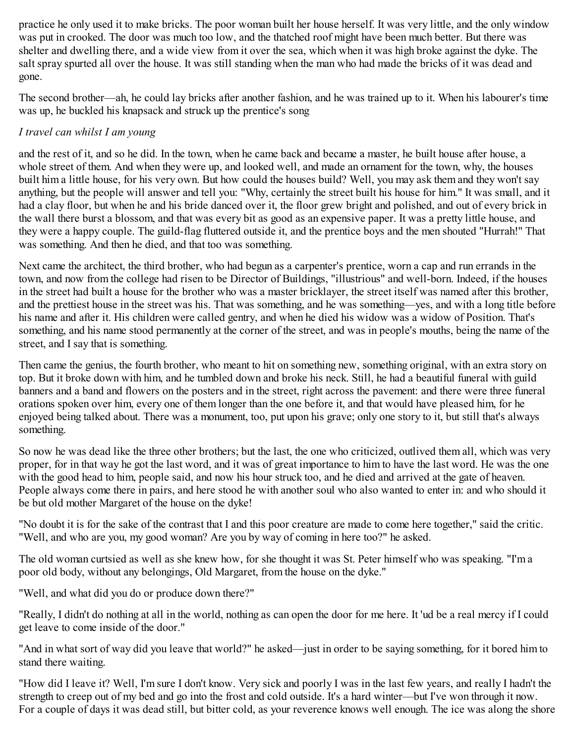practice he only used it to make bricks. The poor woman built her house herself. It was very little, and the only window was put in crooked. The door was much too low, and the thatched roof might have been much better. But there was shelter and dwelling there, and a wide view from it over the sea, which when it was high broke against the dyke. The salt spray spurted all over the house. It was still standing when the man who had made the bricks of it was dead and gone.

The second brother—ah, he could lay bricks after another fashion, and he was trained up to it. When his labourer's time was up, he buckled his knapsack and struck up the prentice's song

*I travel can whilst I am young*

and the rest of it, and so he did. In the town, when he came back and became a master, he built house after house, a whole street of them. And when they were up, and looked well, and made an ornament for the town, why, the houses built him a little house, for his very own. But how could the houses build? Well, you may ask them and they won't say anything, but the people will answer and tell you: "Why, certainly the street built his house for him." It was small, and it had a clay floor, but when he and his bride danced over it, the floor grew bright and polished, and out of every brick in the wall there burst a blossom, and that was every bit as good as an expensive paper. It was a pretty little house, and they were a happy couple. The guild-flag fluttered outside it, and the prentice boys and the men shouted "Hurrah!" That was something. And then he died, and that too was something.

Next came the architect, the third brother, who had begun as a carpenter's prentice, worn a cap and run errands in the town, and now from the college had risen to be Director of Buildings, "illustrious" and well-born. Indeed, if the houses in the street had built a house for the brother who was a master bricklayer, the street itself was named after this brother, and the prettiest house in the street was his. That was something, and he was something—yes, and with a long title before his name and after it. His children were called gentry, and when he died his widow was a widow of Position. That's something, and his name stood permanently at the corner of the street, and was in people's mouths, being the name of the street, and I say that is something.

Then came the genius, the fourth brother, who meant to hit on something new, something original, with an extra story on top. But it broke down with him, and he tumbled down and broke his neck. Still, he had a beautiful funeral with guild banners and a band and flowers on the posters and in the street, right across the pavement: and there were three funeral orations spoken over him, every one of them longer than the one before it, and that would have pleased him, for he enjoyed being talked about. There was a monument, too, put upon his grave; only one story to it, but still that's always something.

So now he was dead like the three other brothers; but the last, the one who criticized, outlived them all, which was very proper, for in that way he got the last word, and it was of great importance to him to have the last word. He was the one with the good head to him, people said, and now his hour struck too, and he died and arrived at the gate of heaven. People always come there in pairs, and here stood he with another soul who also wanted to enter in: and who should it be but old mother Margaret of the house on the dyke!

"No doubt it is for the sake of the contrast that I and this poor creature are made to come here together," said the critic. "Well, and who are you, my good woman? Are you by way of coming in here too?" he asked.

The old woman curtsied as well as she knew how, for she thought it was St. Peter himself who was speaking. "I'm a poor old body, without any belongings, Old Margaret, from the house on the dyke."

"Well, and what did you do or produce down there?"

"Really, I didn't do nothing at all in the world, nothing as can open the door for me here. It 'ud be a real mercy if I could get leave to come inside of the door."

"And in what sort of way did you leave that world?" he asked—just in order to be saying something, for it bored him to stand there waiting.

"How did I leave it? Well, I'm sure I don't know. Very sick and poorly I was in the last few years, and really I hadn't the strength to creep out of my bed and go into the frost and cold outside. It's a hard winter—but I've won through it now. For a couple of days it was dead still, but bitter cold, as your reverence knows well enough. The ice was along the shore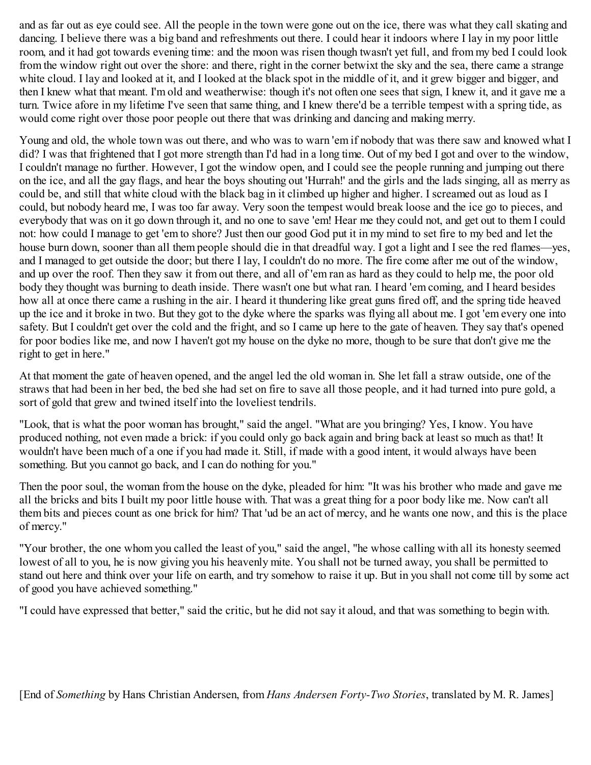and as far out as eye could see. All the people in the town were gone out on the ice, there was what they call skating and dancing. I believe there was a big band and refreshments out there. I could hear it indoors where I lay in my poor little room, and it had got towards evening time: and the moon was risen though twasn't yet full, and from my bed I could look from the window right out over the shore: and there, right in the corner betwixt the sky and the sea, there came a strange white cloud. I lay and looked at it, and I looked at the black spot in the middle of it, and it grew bigger and bigger, and then I knew what that meant. I'm old and weatherwise: though it's not often one sees that sign, I knew it, and it gave me a turn. Twice afore in my lifetime I've seen that same thing, and I knew there'd be a terrible tempest with a spring tide, as would come right over those poor people out there that was drinking and dancing and making merry.

Young and old, the whole town was out there, and who was to warn 'em if nobody that was there saw and knowed what I did? I was that frightened that I got more strength than I'd had in a long time. Out of my bed I got and over to the window, I couldn't manage no further. However, I got the window open, and I could see the people running and jumping out there on the ice, and all the gay flags, and hear the boys shouting out 'Hurrah!' and the girls and the lads singing, all as merry as could be, and still that white cloud with the black bag in it climbed up higher and higher. I screamed out as loud as I could, but nobody heard me, I was too far away. Very soon the tempest would break loose and the ice go to pieces, and everybody that was on it go down through it, and no one to save 'em! Hear me they could not, and get out to them I could not: how could I manage to get 'em to shore? Just then our good God put it in my mind to set fire to my bed and let the house burn down, sooner than all them people should die in that dreadful way. I got a light and I see the red flames—yes, and I managed to get outside the door; but there I lay, I couldn't do no more. The fire come after me out of the window, and up over the roof. Then they saw it from out there, and all of 'em ran as hard as they could to help me, the poor old body they thought was burning to death inside. There wasn't one but what ran. I heard 'em coming, and I heard besides how all at once there came a rushing in the air. I heard it thundering like great guns fired off, and the spring tide heaved up the ice and it broke in two. But they got to the dyke where the sparks was flying all about me. I got 'em every one into safety. But I couldn't get over the cold and the fright, and so I came up here to the gate of heaven. They say that's opened for poor bodies like me, and now I haven't got my house on the dyke no more, though to be sure that don't give me the right to get in here."

At that moment the gate of heaven opened, and the angel led the old woman in. She let fall a straw outside, one of the straws that had been in her bed, the bed she had set on fire to save all those people, and it had turned into pure gold, a sort of gold that grew and twined itself into the loveliest tendrils.

"Look, that is what the poor woman has brought," said the angel. "What are you bringing? Yes, I know. You have produced nothing, not even made a brick: if you could only go back again and bring back at least so much as that! It wouldn't have been much of a one if you had made it. Still, if made with a good intent, it would always have been something. But you cannot go back, and I can do nothing for you."

Then the poor soul, the woman from the house on the dyke, pleaded for him: "It was his brother who made and gave me all the bricks and bits I built my poor little house with. That was a great thing for a poor body like me. Now can't all them bits and pieces count as one brick for him? That 'ud be an act of mercy, and he wants one now, and this is the place of mercy."

"Your brother, the one whom you called the least of you," said the angel, "he whose calling with all its honesty seemed lowest of all to you, he is now giving you his heavenly mite. You shall not be turned away, you shall be permitted to stand out here and think over your life on earth, and try somehow to raise it up. But in you shall not come till by some act of good you have achieved something."

"I could have expressed that better," said the critic, but he did not say it aloud, and that was something to begin with.

[End of *Something* by Hans Christian Andersen, from *Hans Andersen Forty-Two Stories*, translated by M. R. James]